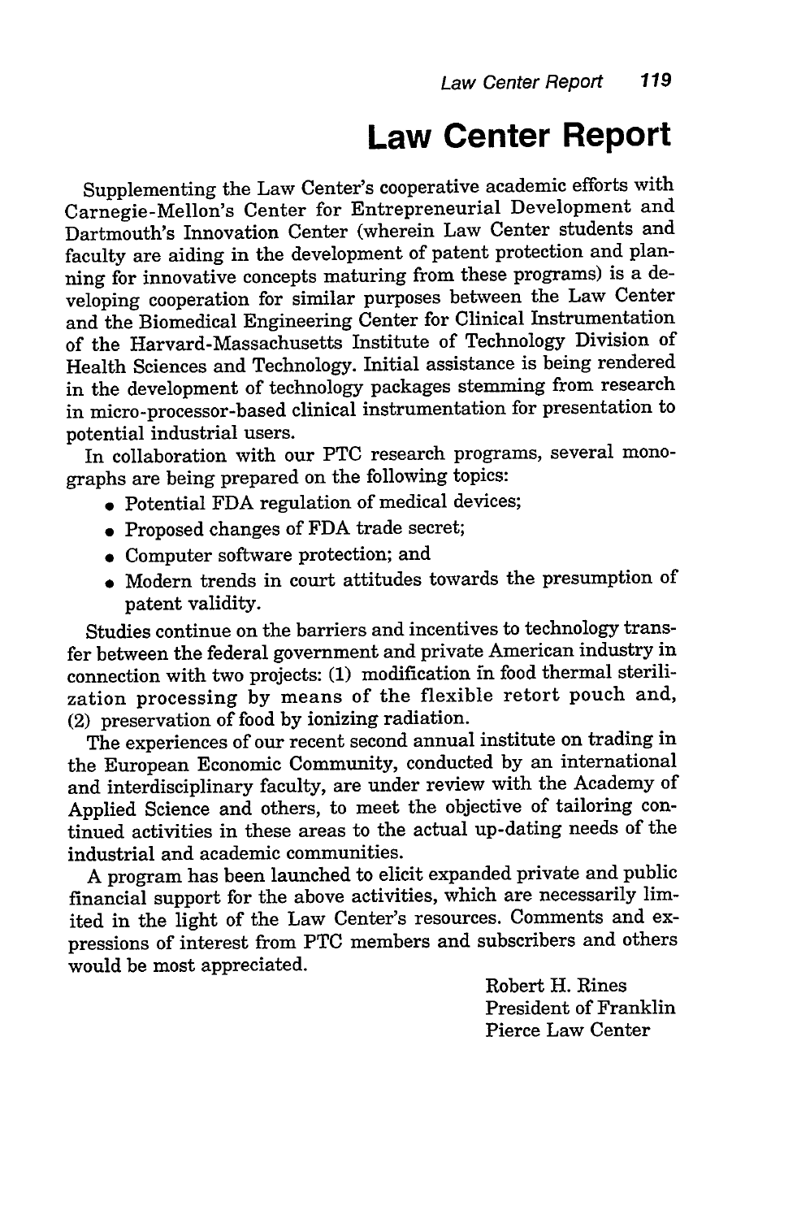# Law Center Report

Supplementing the Law Center's cooperative academic efforts with Carnegie-Mellon's Center for Entrepreneurial Development and Dartmouth's Innovation Center (wherein Law Center students and faculty are aiding in the development of patent protection and planning for innovative concepts maturing from these programs) is a developing cooperation for similar purposes between the Law Center and the Biomedical Engineering Center for Clinical Instrumentation of the Harvard-Massachusetts Institute of Technology Division of Health Sciences and Technology. Initial assistance is being rendered in the development of technology packages stemming from research in micro-processor-based clinical instrumentation for presentation to potential industrial users.

In collaboration with our PTC research programs, several monographs are being prepared on the following topics:

- Potential FDA regulation of medical devices;
- Proposed changes of FDA trade secret;
- Computer software protection; and
- Modern trends in court attitudes towards the presumption of patent validity.

Studies continue on the barriers and incentives to technology transfer between the federal government and private American industry in connection with two projects: (1) modification in food thermal sterilization processing by means of the flexible retort pouch and, (2) preservation of food by ionizing radiation.

The experiences of our recent second annual institute on trading in the European Economic Community, conducted by an international and interdisciplinary faculty, are under review with the Academy of Applied Science and others, to meet the objective of tailoring continued activities in these areas to the actual up-dating needs of the industrial and academic communities.

A program has been launched to elicit expanded private and public financial support for the above activities, which are necessarily limited in the light of the Law Center's resources. Comments and expressions of interest from PTC members and subscribers and others would be most appreciated.

Robert H. Rines
President of Franklin
Pierce Law Center